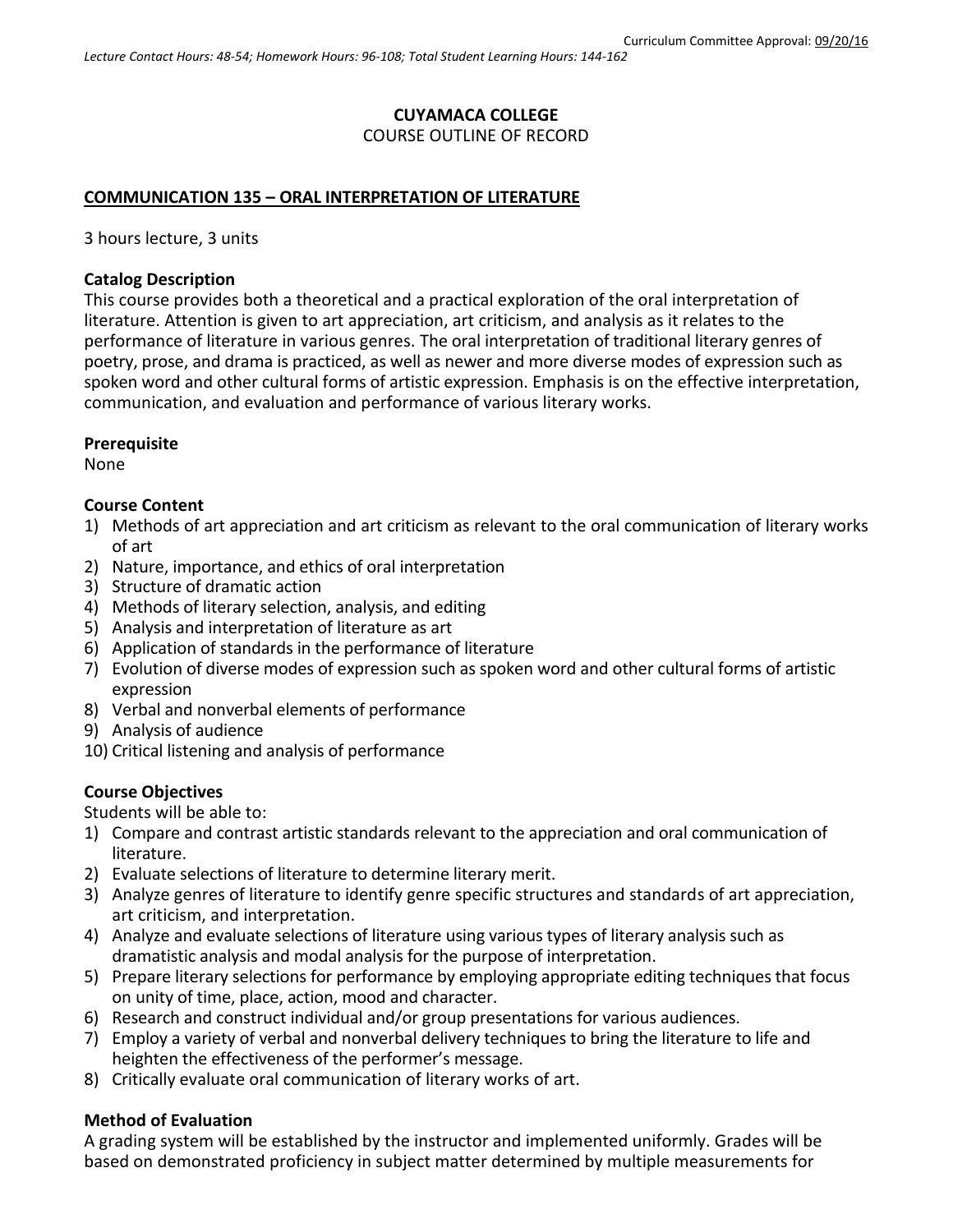Curriculum Committee Approval: 09/20/16

*Lecture Contact Hours: 48-54; Homework Hours: 96-108; Total Student Learning Hours: 144-162*

**CUYAMACA COLLEGE**
COURSE OUTLINE OF RECORD

**COMMUNICATION 135 – ORAL INTERPRETATION OF LITERATURE**

3 hours lecture, 3 units

**Catalog Description**
This course provides both a theoretical and a practical exploration of the oral interpretation of literature. Attention is given to art appreciation, art criticism, and analysis as it relates to the performance of literature in various genres. The oral interpretation of traditional literary genres of poetry, prose, and drama is practiced, as well as newer and more diverse modes of expression such as spoken word and other cultural forms of artistic expression. Emphasis is on the effective interpretation, communication, and evaluation and performance of various literary works.

**Prerequisite**
None

**Course Content**
1) Methods of art appreciation and art criticism as relevant to the oral communication of literary works of art
2) Nature, importance, and ethics of oral interpretation
3) Structure of dramatic action
4) Methods of literary selection, analysis, and editing
5) Analysis and interpretation of literature as art
6) Application of standards in the performance of literature
7) Evolution of diverse modes of expression such as spoken word and other cultural forms of artistic expression
8) Verbal and nonverbal elements of performance
9) Analysis of audience
10) Critical listening and analysis of performance

**Course Objectives**
Students will be able to:
1) Compare and contrast artistic standards relevant to the appreciation and oral communication of literature.
2) Evaluate selections of literature to determine literary merit.
3) Analyze genres of literature to identify genre specific structures and standards of art appreciation, art criticism, and interpretation.
4) Analyze and evaluate selections of literature using various types of literary analysis such as dramatistic analysis and modal analysis for the purpose of interpretation.
5) Prepare literary selections for performance by employing appropriate editing techniques that focus on unity of time, place, action, mood and character.
6) Research and construct individual and/or group presentations for various audiences.
7) Employ a variety of verbal and nonverbal delivery techniques to bring the literature to life and heighten the effectiveness of the performer's message.
8) Critically evaluate oral communication of literary works of art.

**Method of Evaluation**
A grading system will be established by the instructor and implemented uniformly. Grades will be based on demonstrated proficiency in subject matter determined by multiple measurements for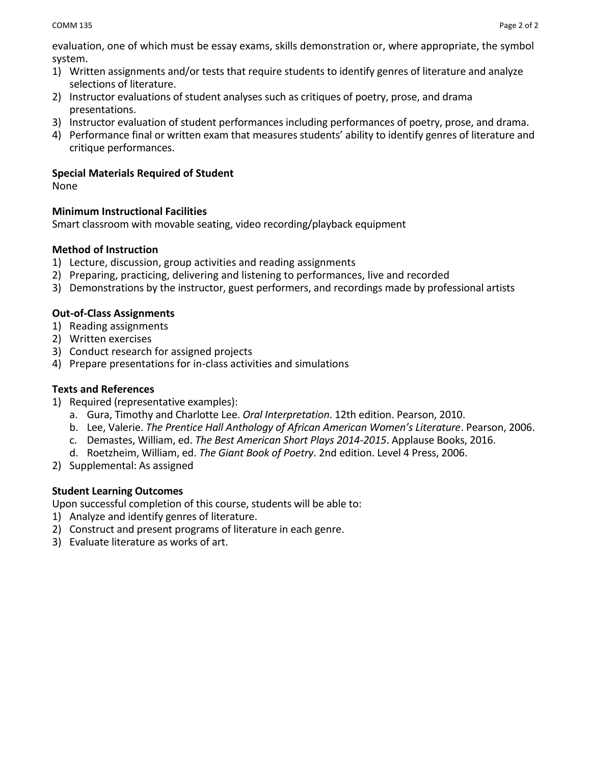evaluation, one of which must be essay exams, skills demonstration or, where appropriate, the symbol system.

1) Written assignments and/or tests that require students to identify genres of literature and analyze selections of literature.
2) Instructor evaluations of student analyses such as critiques of poetry, prose, and drama presentations.
3) Instructor evaluation of student performances including performances of poetry, prose, and drama.
4) Performance final or written exam that measures students' ability to identify genres of literature and critique performances.

**Special Materials Required of Student**

None

**Minimum Instructional Facilities**

Smart classroom with movable seating, video recording/playback equipment

**Method of Instruction**

1) Lecture, discussion, group activities and reading assignments
2) Preparing, practicing, delivering and listening to performances, live and recorded
3) Demonstrations by the instructor, guest performers, and recordings made by professional artists

**Out-of-Class Assignments**

1) Reading assignments
2) Written exercises
3) Conduct research for assigned projects
4) Prepare presentations for in-class activities and simulations

**Texts and References**

1) Required (representative examples):
   a. Gura, Timothy and Charlotte Lee. *Oral Interpretation*. 12th edition. Pearson, 2010.
   b. Lee, Valerie. *The Prentice Hall Anthology of African American Women's Literature*. Pearson, 2006.
   c. Demastes, William, ed. *The Best American Short Plays 2014-2015*. Applause Books, 2016.
   d. Roetzheim, William, ed. *The Giant Book of Poetry*. 2nd edition. Level 4 Press, 2006.
2) Supplemental: As assigned

**Student Learning Outcomes**

Upon successful completion of this course, students will be able to:

1) Analyze and identify genres of literature.
2) Construct and present programs of literature in each genre.
3) Evaluate literature as works of art.